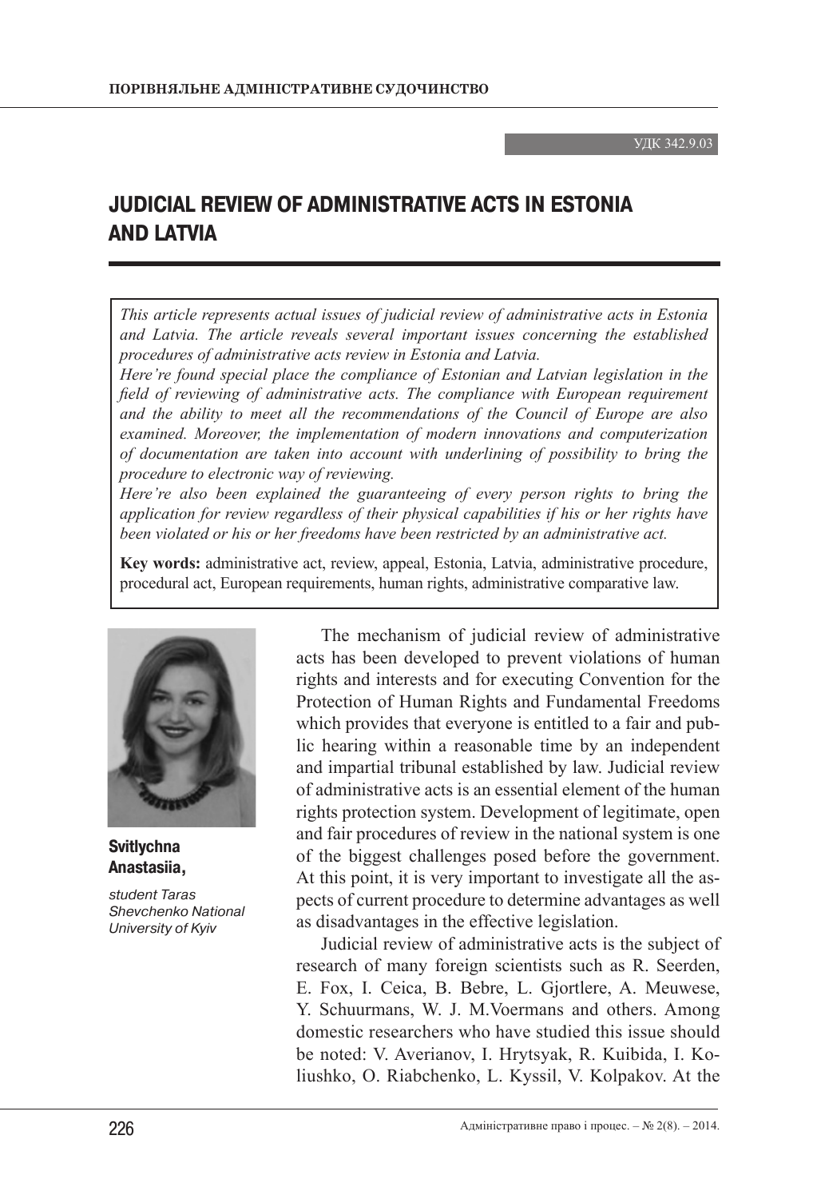УДК 342.9.03

# JUDICIAL REVIEW OF ADMINISTRATIVE ACTS IN ESTONIA AND LATVIA

*This article represents actual issues of judicial review of administrative acts in Estonia and Latvia. The article reveals several important issues concerning the established procedures of administrative acts review in Estonia and Latvia.*

*Here're found special place the compliance of Estonian and Latvian legislation in the field of reviewing of administrative acts. The compliance with European requirement and the ability to meet all the recommendations of the Council of Europe are also examined. Moreover, the implementation of modern innovations and computerization of documentation are taken into account with underlining of possibility to bring the procedure to electronic way of reviewing.*

*Here're also been explained the guaranteeing of every person rights to bring the application for review regardless of their physical capabilities if his or her rights have been violated or his or her freedoms have been restricted by an administrative act.*

**Key words:** administrative act, review, appeal, Estonia, Latvia, administrative procedure, procedural act, European requirements, human rights, administrative comparative law.

**Svitlychna Anastasiia,**

*student Taras Shevchenko National University of Kyiv*

The mechanism of judicial review of administrative acts has been developed to prevent violations of human rights and interests and for executing Convention for the Protection of Human Rights and Fundamental Freedoms which provides that everyone is entitled to a fair and public hearing within a reasonable time by an independent and impartial tribunal established by law. Judicial review of administrative acts is an essential element of the human rights protection system. Development of legitimate, open and fair procedures of review in the national system is one of the biggest challenges posed before the government. At this point, it is very important to investigate all the aspects of current procedure to determine advantages as well as disadvantages in the effective legislation.

Judicial review of administrative acts is the subject of research of many foreign scientists such as R. Seerden, E. Fox, I. Ceica, B. Bebre, L. Gjortlere, A. Meuwese, Y. Schuurmans, W. J. M.Voermans and others. Among domestic researchers who have studied this issue should be noted: V. Averianov, I. Hrytsyak, R. Kuibida, I. Koliushko, O. Riabchenko, L. Kyssil, V. Kolpakov. At the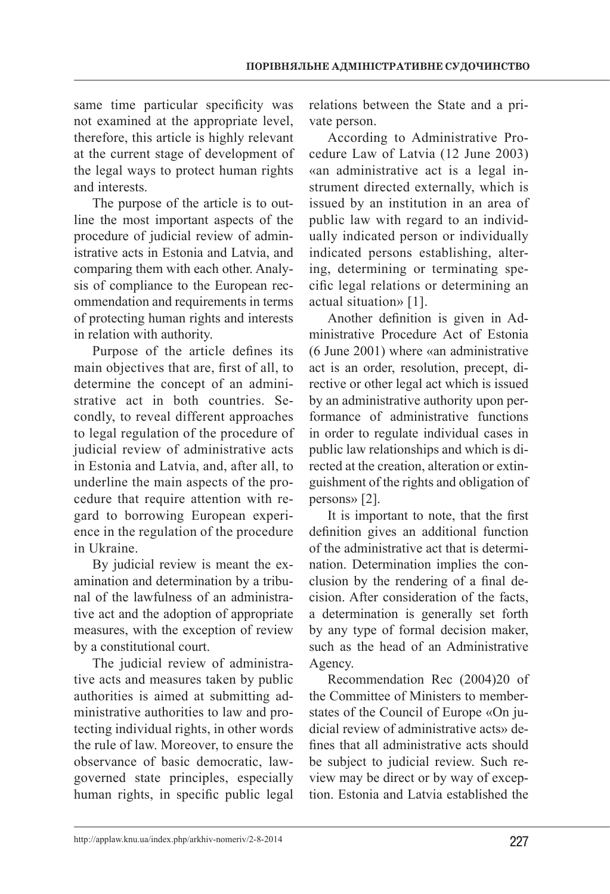same time particular specificity was not examined at the appropriate level, therefore, this article is highly relevant at the current stage of development of the legal ways to protect human rights and interests.

The purpose of the article is to outline the most important aspects of the procedure of judicial review of administrative acts in Estonia and Latvia, and comparing them with each other. Analysis of compliance to the European recommendation and requirements in terms of protecting human rights and interests in relation with authority.

Purpose of the article defines its main objectives that are, first of all, to determine the concept of an administrative act in both countries. Secondly, to reveal different approaches to legal regulation of the procedure of judicial review of administrative acts in Estonia and Latvia, and, after all, to underline the main aspects of the procedure that require attention with regard to borrowing European experience in the regulation of the procedure in Ukraine.

By judicial review is meant the examination and determination by a tribunal of the lawfulness of an administrative act and the adoption of appropriate measures, with the exception of review by a constitutional court.

The judicial review of administrative acts and measures taken by public authorities is aimed at submitting administrative authorities to law and protecting individual rights, in other words the rule of law. Moreover, to ensure the observance of basic democratic, law-governed state principles, especially human rights, in specific public legal relations between the State and a private person.

According to Administrative Procedure Law of Latvia (12 June 2003) «an administrative act is a legal instrument directed externally, which is issued by an institution in an area of public law with regard to an individually indicated person or individually indicated persons establishing, altering, determining or terminating specific legal relations or determining an actual situation» [1].

Another definition is given in Administrative Procedure Act of Estonia (6 June 2001) where «an administrative act is an order, resolution, precept, directive or other legal act which is issued by an administrative authority upon performance of administrative functions in order to regulate individual cases in public law relationships and which is directed at the creation, alteration or extinguishment of the rights and obligation of persons» [2].

It is important to note, that the first definition gives an additional function of the administrative act that is determination. Determination implies the conclusion by the rendering of a final decision. After consideration of the facts, a determination is generally set forth by any type of formal decision maker, such as the head of an Administrative Agency.

Recommendation Rec (2004)20 of the Committee of Ministers to member-states of the Council of Europe «On judicial review of administrative acts» defines that all administrative acts should be subject to judicial review. Such review may be direct or by way of exception. Estonia and Latvia established the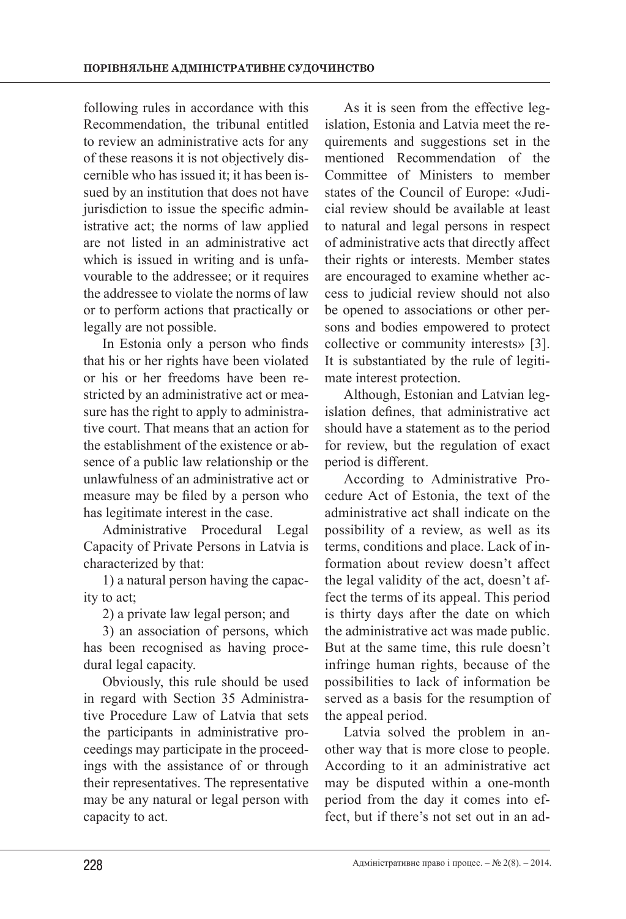following rules in accordance with this Recommendation, the tribunal entitled to review an administrative acts for any of these reasons it is not objectively discernible who has issued it; it has been issued by an institution that does not have jurisdiction to issue the specific administrative act; the norms of law applied are not listed in an administrative act which is issued in writing and is unfavourable to the addressee; or it requires the addressee to violate the norms of law or to perform actions that practically or legally are not possible.

In Estonia only a person who finds that his or her rights have been violated or his or her freedoms have been restricted by an administrative act or measure has the right to apply to administrative court. That means that an action for the establishment of the existence or absence of a public law relationship or the unlawfulness of an administrative act or measure may be filed by a person who has legitimate interest in the case.

Administrative Procedural Legal Capacity of Private Persons in Latvia is characterized by that:

1) a natural person having the capacity to act;

2) a private law legal person; and

3) an association of persons, which has been recognised as having procedural legal capacity.

Obviously, this rule should be used in regard with Section 35 Administrative Procedure Law of Latvia that sets the participants in administrative proceedings may participate in the proceedings with the assistance of or through their representatives. The representative may be any natural or legal person with capacity to act.

As it is seen from the effective legislation, Estonia and Latvia meet the requirements and suggestions set in the mentioned Recommendation of the Committee of Ministers to member states of the Council of Europe: «Judicial review should be available at least to natural and legal persons in respect of administrative acts that directly affect their rights or interests. Member states are encouraged to examine whether access to judicial review should not also be opened to associations or other persons and bodies empowered to protect collective or community interests» [3]. It is substantiated by the rule of legitimate interest protection.

Although, Estonian and Latvian legislation defines, that administrative act should have a statement as to the period for review, but the regulation of exact period is different.

According to Administrative Procedure Act of Estonia, the text of the administrative act shall indicate on the possibility of a review, as well as its terms, conditions and place. Lack of information about review doesn't affect the legal validity of the act, doesn't affect the terms of its appeal. This period is thirty days after the date on which the administrative act was made public. But at the same time, this rule doesn't infringe human rights, because of the possibilities to lack of information be served as a basis for the resumption of the appeal period.

Latvia solved the problem in another way that is more close to people. According to it an administrative act may be disputed within a one-month period from the day it comes into effect, but if there's not set out in an ad-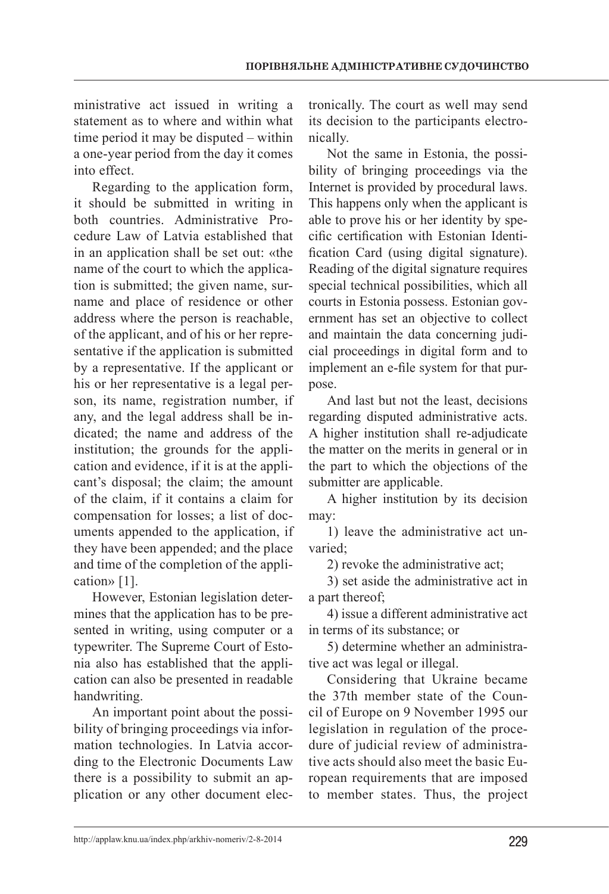ministrative act issued in writing a statement as to where and within what time period it may be disputed – within a one-year period from the day it comes into effect.

Regarding to the application form, it should be submitted in writing in both countries. Administrative Procedure Law of Latvia established that in an application shall be set out: «the name of the court to which the application is submitted; the given name, surname and place of residence or other address where the person is reachable, of the applicant, and of his or her representative if the application is submitted by a representative. If the applicant or his or her representative is a legal person, its name, registration number, if any, and the legal address shall be indicated; the name and address of the institution; the grounds for the application and evidence, if it is at the applicant's disposal; the claim; the amount of the claim, if it contains a claim for compensation for losses; a list of documents appended to the application, if they have been appended; and the place and time of the completion of the application» [1].

However, Estonian legislation determines that the application has to be presented in writing, using computer or a typewriter. The Supreme Court of Estonia also has established that the application can also be presented in readable handwriting.

An important point about the possibility of bringing proceedings via information technologies. In Latvia according to the Electronic Documents Law there is a possibility to submit an application or any other document electronically. The court as well may send its decision to the participants electronically.

Not the same in Estonia, the possibility of bringing proceedings via the Internet is provided by procedural laws. This happens only when the applicant is able to prove his or her identity by specific certification with Estonian Identification Card (using digital signature). Reading of the digital signature requires special technical possibilities, which all courts in Estonia possess. Estonian government has set an objective to collect and maintain the data concerning judicial proceedings in digital form and to implement an e-file system for that purpose.

And last but not the least, decisions regarding disputed administrative acts. A higher institution shall re-adjudicate the matter on the merits in general or in the part to which the objections of the submitter are applicable.

A higher institution by its decision may:

1) leave the administrative act unvaried;

2) revoke the administrative act;

3) set aside the administrative act in a part thereof;

4) issue a different administrative act in terms of its substance; or

5) determine whether an administrative act was legal or illegal.

Considering that Ukraine became the 37th member state of the Council of Europe on 9 November 1995 our legislation in regulation of the procedure of judicial review of administrative acts should also meet the basic European requirements that are imposed to member states. Thus, the project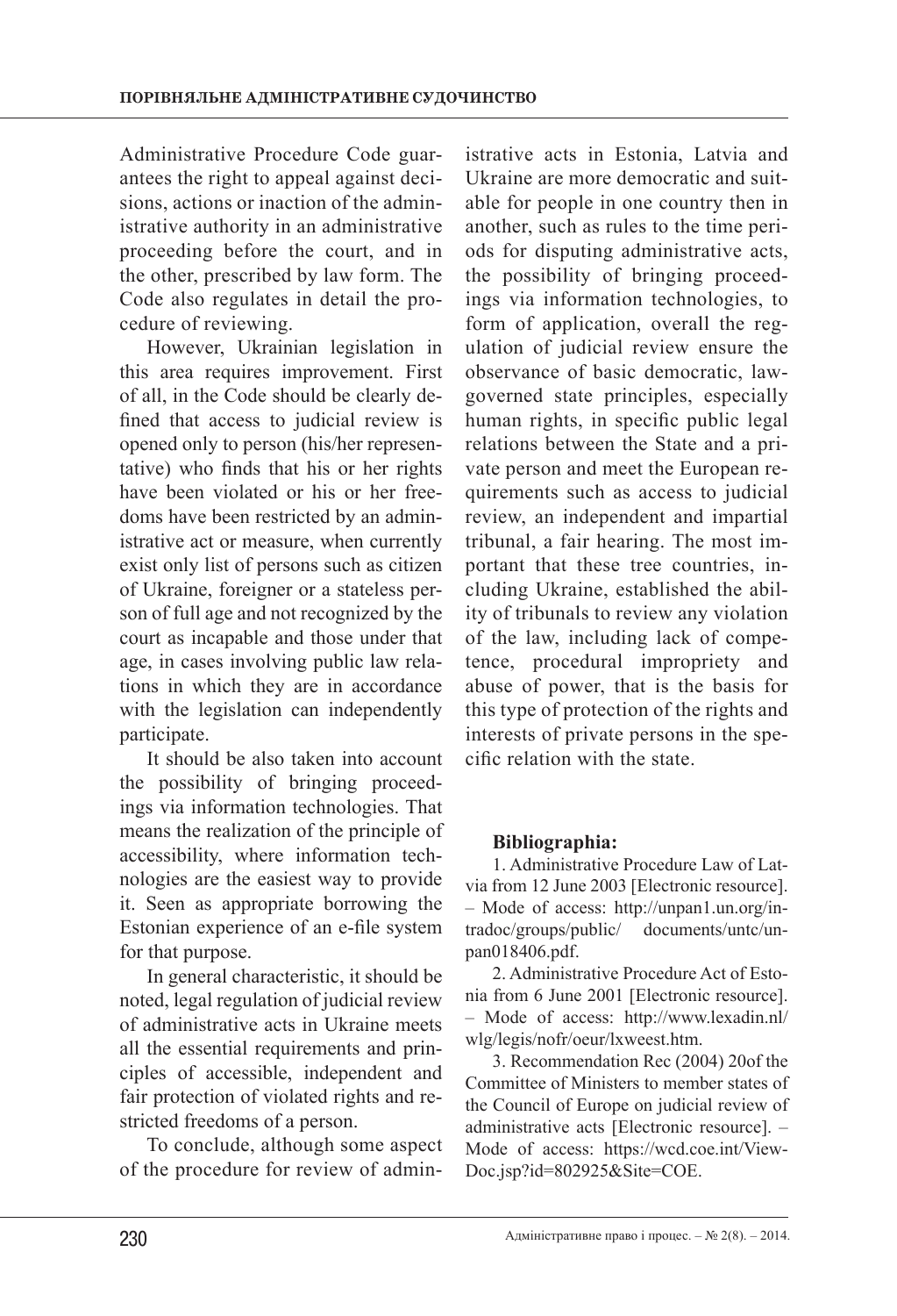Administrative Procedure Code guarantees the right to appeal against decisions, actions or inaction of the administrative authority in an administrative proceeding before the court, and in the other, prescribed by law form. The Code also regulates in detail the procedure of reviewing.

However, Ukrainian legislation in this area requires improvement. First of all, in the Code should be clearly defined that access to judicial review is opened only to person (his/her representative) who finds that his or her rights have been violated or his or her freedoms have been restricted by an administrative act or measure, when currently exist only list of persons such as citizen of Ukraine, foreigner or a stateless person of full age and not recognized by the court as incapable and those under that age, in cases involving public law relations in which they are in accordance with the legislation can independently participate.

It should be also taken into account the possibility of bringing proceedings via information technologies. That means the realization of the principle of accessibility, where information technologies are the easiest way to provide it. Seen as appropriate borrowing the Estonian experience of an e-file system for that purpose.

In general characteristic, it should be noted, legal regulation of judicial review of administrative acts in Ukraine meets all the essential requirements and principles of accessible, independent and fair protection of violated rights and restricted freedoms of a person.

To conclude, although some aspect of the procedure for review of administrative acts in Estonia, Latvia and Ukraine are more democratic and suitable for people in one country then in another, such as rules to the time periods for disputing administrative acts, the possibility of bringing proceedings via information technologies, to form of application, overall the regulation of judicial review ensure the observance of basic democratic, law-governed state principles, especially human rights, in specific public legal relations between the State and a private person and meet the European requirements such as access to judicial review, an independent and impartial tribunal, a fair hearing. The most important that these tree countries, including Ukraine, established the ability of tribunals to review any violation of the law, including lack of competence, procedural impropriety and abuse of power, that is the basis for this type of protection of the rights and interests of private persons in the specific relation with the state.

**Bibliographia:**

1. Administrative Procedure Law of Latvia from 12 June 2003 [Electronic resource]. – Mode of access: http://unpan1.un.org/intradoc/groups/public/ documents/untc/unpan018406.pdf.
2. Administrative Procedure Act of Estonia from 6 June 2001 [Electronic resource]. – Mode of access: http://www.lexadin.nl/wlg/legis/nofr/oeur/lxweest.htm.
3. Recommendation Rec (2004) 20of the Committee of Ministers to member states of the Council of Europe on judicial review of administrative acts [Electronic resource]. – Mode of access: https://wcd.coe.int/ViewDoc.jsp?id=802925&Site=COE.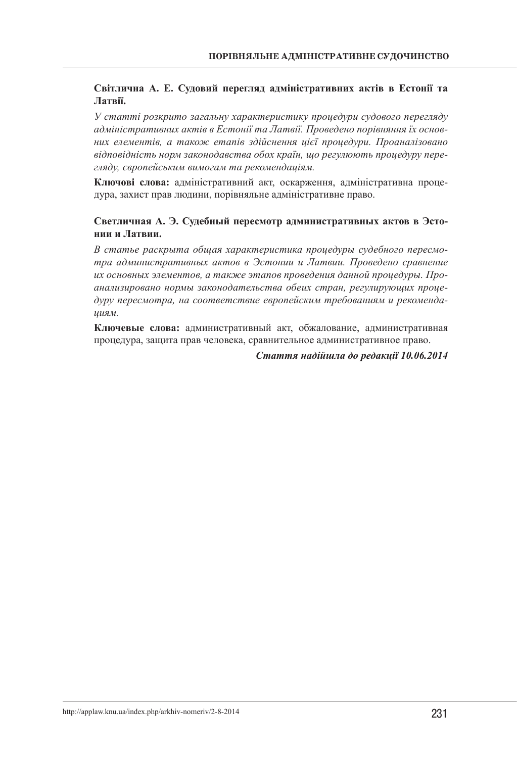**Світлична А. Е. Судовий перегляд адміністративних актів в Естонії та Латвії.**

*У статті розкрито загальну характеристику процедури судового перегляду адміністративних актів в Естонії та Латвії. Проведено порівняння їх основних елементів, а також етапів здійснення цієї процедури. Проаналізовано відповідність норм законодавства обох країн, що регулюють процедуру перегляду, європейським вимогам та рекомендаціям.*

**Ключові слова:** адміністративний акт, оскарження, адміністративна процедура, захист прав людини, порівняльне адміністративне право.

**Светличная А. Э. Судебный пересмотр административных актов в Эстонии и Латвии.**

*В статье раскрыта общая характеристика процедуры судебного пересмотра административных актов в Эстонии и Латвии. Проведено сравнение их основных элементов, а также этапов проведения данной процедуры. Проанализировано нормы законодательства обеих стран, регулирующих процедуру пересмотра, на соответствие европейским требованиям и рекомендациям.*

**Ключевые слова:** административный акт, обжалование, административная процедура, защита прав человека, сравнительное административное право.

***Стаття надійшла до редакції 10.06.2014***